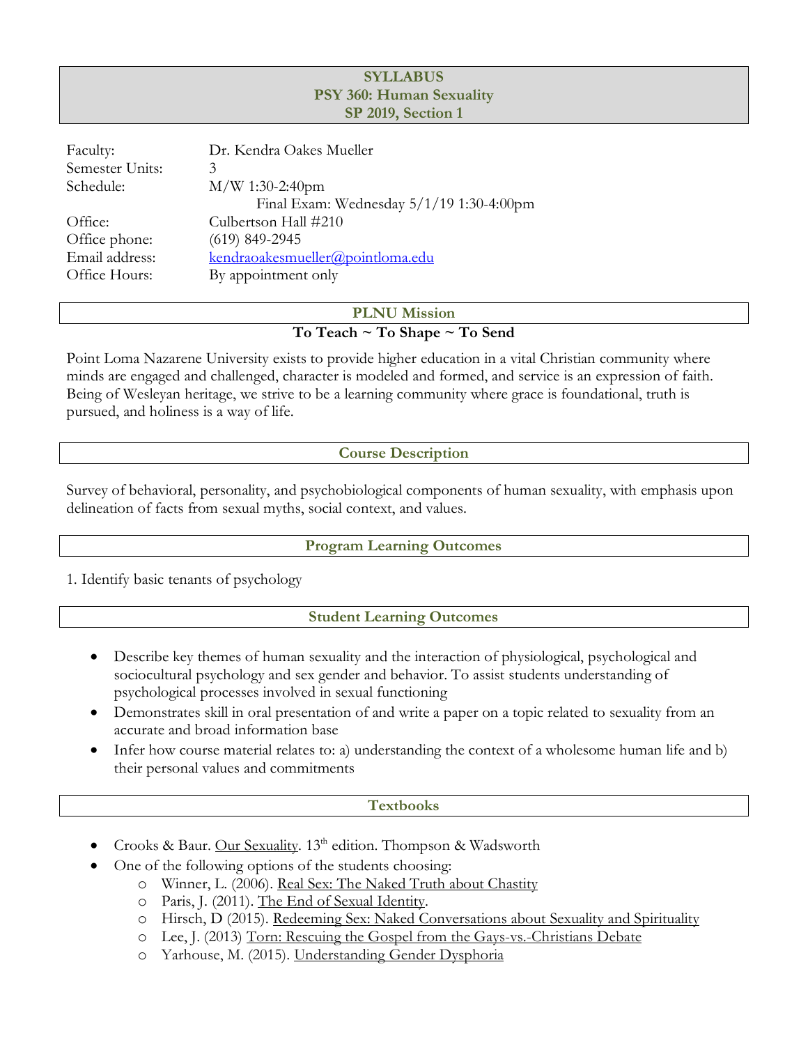# SYLLABUS
## PSY 360: Human Sexuality
### SP 2019, Section 1

| | |
|---|---|
| Faculty: | Dr. Kendra Oakes Mueller |
| Semester Units: | 3 |
| Schedule: | M/W 1:30-2:40pm |
| | Final Exam: Wednesday 5/1/19 1:30-4:00pm |
| Office: | Culbertson Hall #210 |
| Office phone: | (619) 849-2945 |
| Email address: | kendraoakesmueller@pointloma.edu |
| Office Hours: | By appointment only |

## PLNU Mission

**To Teach ~ To Shape ~ To Send**

Point Loma Nazarene University exists to provide higher education in a vital Christian community where minds are engaged and challenged, character is modeled and formed, and service is an expression of faith. Being of Wesleyan heritage, we strive to be a learning community where grace is foundational, truth is pursued, and holiness is a way of life.

## Course Description

Survey of behavioral, personality, and psychobiological components of human sexuality, with emphasis upon delineation of facts from sexual myths, social context, and values.

## Program Learning Outcomes

1. Identify basic tenants of psychology

## Student Learning Outcomes

- Describe key themes of human sexuality and the interaction of physiological, psychological and sociocultural psychology and sex gender and behavior. To assist students understanding of psychological processes involved in sexual functioning
- Demonstrates skill in oral presentation of and write a paper on a topic related to sexuality from an accurate and broad information base
- Infer how course material relates to: a) understanding the context of a wholesome human life and b) their personal values and commitments

## Textbooks

- Crooks & Baur. Our Sexuality. 13th edition. Thompson & Wadsworth
- One of the following options of the students choosing:
  - Winner, L. (2006). Real Sex: The Naked Truth about Chastity
  - Paris, J. (2011). The End of Sexual Identity.
  - Hirsch, D (2015). Redeeming Sex: Naked Conversations about Sexuality and Spirituality
  - Lee, J. (2013) Torn: Rescuing the Gospel from the Gays-vs.-Christians Debate
  - Yarhouse, M. (2015). Understanding Gender Dysphoria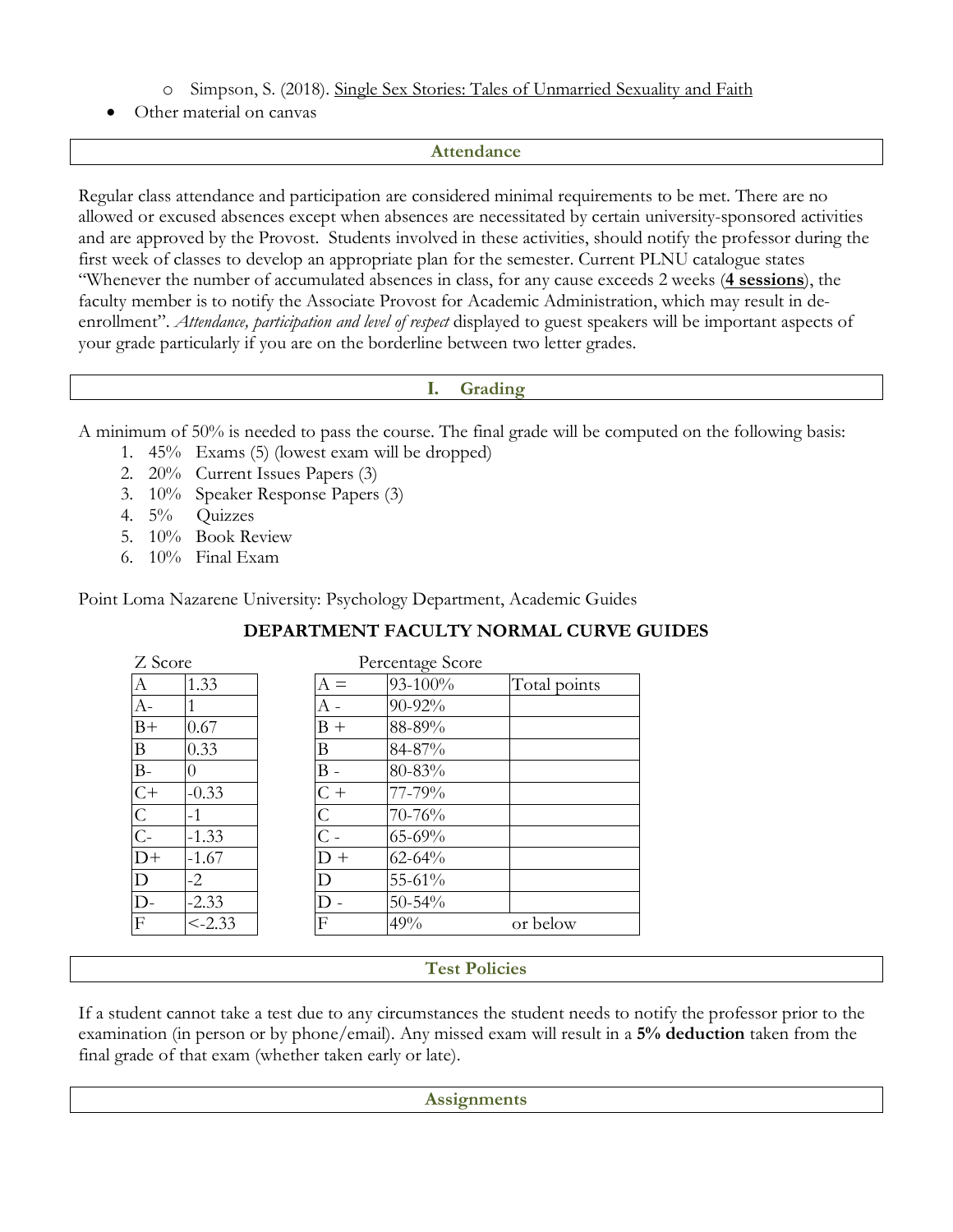- Simpson, S. (2018). Single Sex Stories: Tales of Unmarried Sexuality and Faith
- Other material on canvas

## Attendance

Regular class attendance and participation are considered minimal requirements to be met. There are no allowed or excused absences except when absences are necessitated by certain university-sponsored activities and are approved by the Provost. Students involved in these activities, should notify the professor during the first week of classes to develop an appropriate plan for the semester. Current PLNU catalogue states "Whenever the number of accumulated absences in class, for any cause exceeds 2 weeks (**4 sessions**), the faculty member is to notify the Associate Provost for Academic Administration, which may result in de-enrollment". *Attendance, participation and level of respect* displayed to guest speakers will be important aspects of your grade particularly if you are on the borderline between two letter grades.

## I. Grading

A minimum of 50% is needed to pass the course. The final grade will be computed on the following basis:

1. 45% Exams (5) (lowest exam will be dropped)
2. 20% Current Issues Papers (3)
3. 10% Speaker Response Papers (3)
4. 5% Quizzes
5. 10% Book Review
6. 10% Final Exam

Point Loma Nazarene University: Psychology Department, Academic Guides

**DEPARTMENT FACULTY NORMAL CURVE GUIDES**

Z Score

| | |
|---|---|
| A | 1.33 |
| A- | 1 |
| B+ | 0.67 |
| B | 0.33 |
| B- | 0 |
| C+ | -0.33 |
| C | -1 |
| C- | -1.33 |
| D+ | -1.67 |
| D | -2 |
| D- | -2.33 |
| F | <-2.33 |

Percentage Score

| | | |
|---|---|---|
| A = | 93-100% | Total points |
| A - | 90-92% | |
| B + | 88-89% | |
| B | 84-87% | |
| B - | 80-83% | |
| C + | 77-79% | |
| C | 70-76% | |
| C - | 65-69% | |
| D + | 62-64% | |
| D | 55-61% | |
| D - | 50-54% | |
| F | 49% | or below |

## Test Policies

If a student cannot take a test due to any circumstances the student needs to notify the professor prior to the examination (in person or by phone/email). Any missed exam will result in a **5% deduction** taken from the final grade of that exam (whether taken early or late).

## Assignments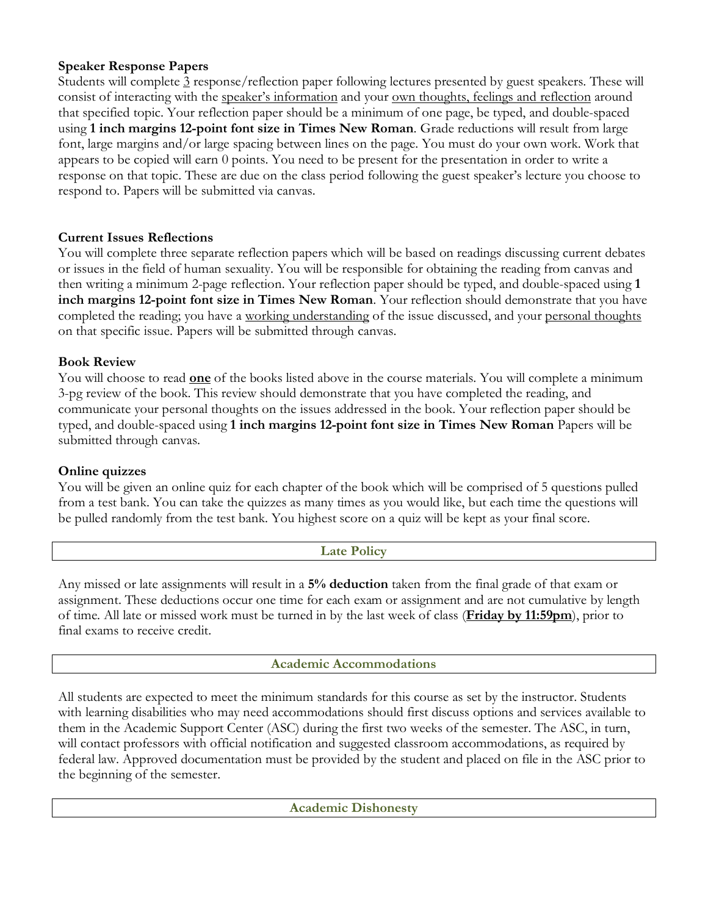### Speaker Response Papers

Students will complete <u>3</u> response/reflection paper following lectures presented by guest speakers. These will consist of interacting with the <u>speaker's information</u> and your <u>own thoughts, feelings and reflection</u> around that specified topic. Your reflection paper should be a minimum of one page, be typed, and double-spaced using **1 inch margins 12-point font size in Times New Roman**. Grade reductions will result from large font, large margins and/or large spacing between lines on the page. You must do your own work. Work that appears to be copied will earn 0 points. You need to be present for the presentation in order to write a response on that topic. These are due on the class period following the guest speaker's lecture you choose to respond to. Papers will be submitted via canvas.

### Current Issues Reflections

You will complete three separate reflection papers which will be based on readings discussing current debates or issues in the field of human sexuality. You will be responsible for obtaining the reading from canvas and then writing a minimum 2-page reflection. Your reflection paper should be typed, and double-spaced using **1 inch margins 12-point font size in Times New Roman**. Your reflection should demonstrate that you have completed the reading; you have a <u>working understanding</u> of the issue discussed, and your <u>personal thoughts</u> on that specific issue. Papers will be submitted through canvas.

### Book Review

You will choose to read **<u>one</u>** of the books listed above in the course materials. You will complete a minimum 3-pg review of the book. This review should demonstrate that you have completed the reading, and communicate your personal thoughts on the issues addressed in the book. Your reflection paper should be typed, and double-spaced using **1 inch margins 12-point font size in Times New Roman** Papers will be submitted through canvas.

### Online quizzes

You will be given an online quiz for each chapter of the book which will be comprised of 5 questions pulled from a test bank. You can take the quizzes as many times as you would like, but each time the questions will be pulled randomly from the test bank. You highest score on a quiz will be kept as your final score.

## Late Policy

Any missed or late assignments will result in a **5% deduction** taken from the final grade of that exam or assignment. These deductions occur one time for each exam or assignment and are not cumulative by length of time. All late or missed work must be turned in by the last week of class (**<u>Friday by 11:59pm</u>**), prior to final exams to receive credit.

## Academic Accommodations

All students are expected to meet the minimum standards for this course as set by the instructor. Students with learning disabilities who may need accommodations should first discuss options and services available to them in the Academic Support Center (ASC) during the first two weeks of the semester. The ASC, in turn, will contact professors with official notification and suggested classroom accommodations, as required by federal law. Approved documentation must be provided by the student and placed on file in the ASC prior to the beginning of the semester.

## Academic Dishonesty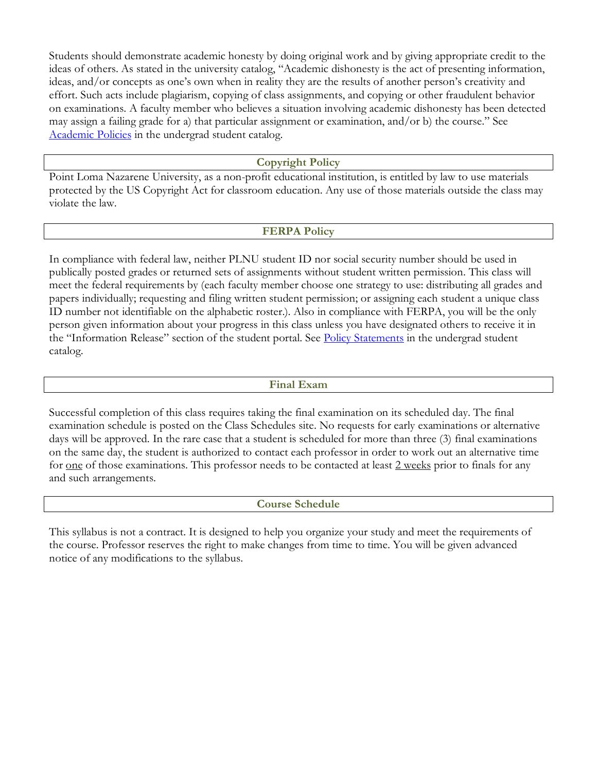Students should demonstrate academic honesty by doing original work and by giving appropriate credit to the ideas of others. As stated in the university catalog, "Academic dishonesty is the act of presenting information, ideas, and/or concepts as one's own when in reality they are the results of another person's creativity and effort. Such acts include plagiarism, copying of class assignments, and copying or other fraudulent behavior on examinations. A faculty member who believes a situation involving academic dishonesty has been detected may assign a failing grade for a) that particular assignment or examination, and/or b) the course." See [Academic Policies] in the undergrad student catalog.

## Copyright Policy

Point Loma Nazarene University, as a non-profit educational institution, is entitled by law to use materials protected by the US Copyright Act for classroom education. Any use of those materials outside the class may violate the law.

## FERPA Policy

In compliance with federal law, neither PLNU student ID nor social security number should be used in publically posted grades or returned sets of assignments without student written permission. This class will meet the federal requirements by (each faculty member choose one strategy to use: distributing all grades and papers individually; requesting and filing written student permission; or assigning each student a unique class ID number not identifiable on the alphabetic roster.). Also in compliance with FERPA, you will be the only person given information about your progress in this class unless you have designated others to receive it in the "Information Release" section of the student portal. See [Policy Statements] in the undergrad student catalog.

## Final Exam

Successful completion of this class requires taking the final examination on its scheduled day. The final examination schedule is posted on the Class Schedules site. No requests for early examinations or alternative days will be approved. In the rare case that a student is scheduled for more than three (3) final examinations on the same day, the student is authorized to contact each professor in order to work out an alternative time for one of those examinations. This professor needs to be contacted at least 2 weeks prior to finals for any and such arrangements.

## Course Schedule

This syllabus is not a contract. It is designed to help you organize your study and meet the requirements of the course. Professor reserves the right to make changes from time to time. You will be given advanced notice of any modifications to the syllabus.